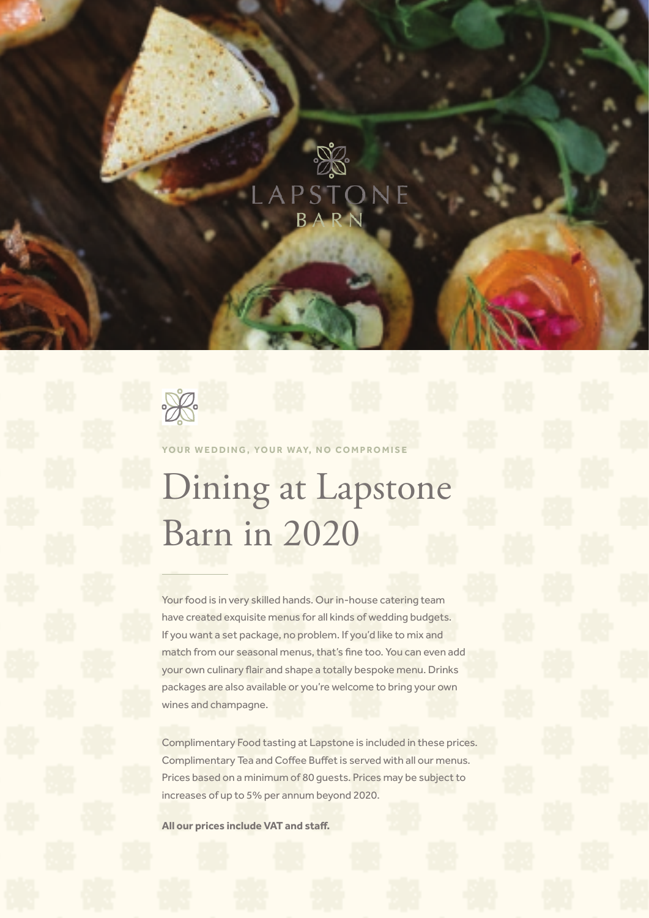LAPSTONE BARN

YOUR WEDDING, YOUR WAY, NO COMPROMISE

# Dining at Lapstone Barn in 2020

Your food is in very skilled hands. Our in-house catering team have created exquisite menus for all kinds of wedding budgets. If you want a set package, no problem. If you'd like to mix and match from our seasonal menus, that's fine too. You can even add your own culinary flair and shape a totally bespoke menu. Drinks packages are also available or you're welcome to bring your own wines and champagne.

Complimentary Food tasting at Lapstone is included in these prices. Complimentary Tea and Coffee Buffet is served with all our menus. Prices based on a minimum of 80 guests. Prices may be subject to increases of up to 5% per annum beyond 2020.

**All our prices include VAT and staff.**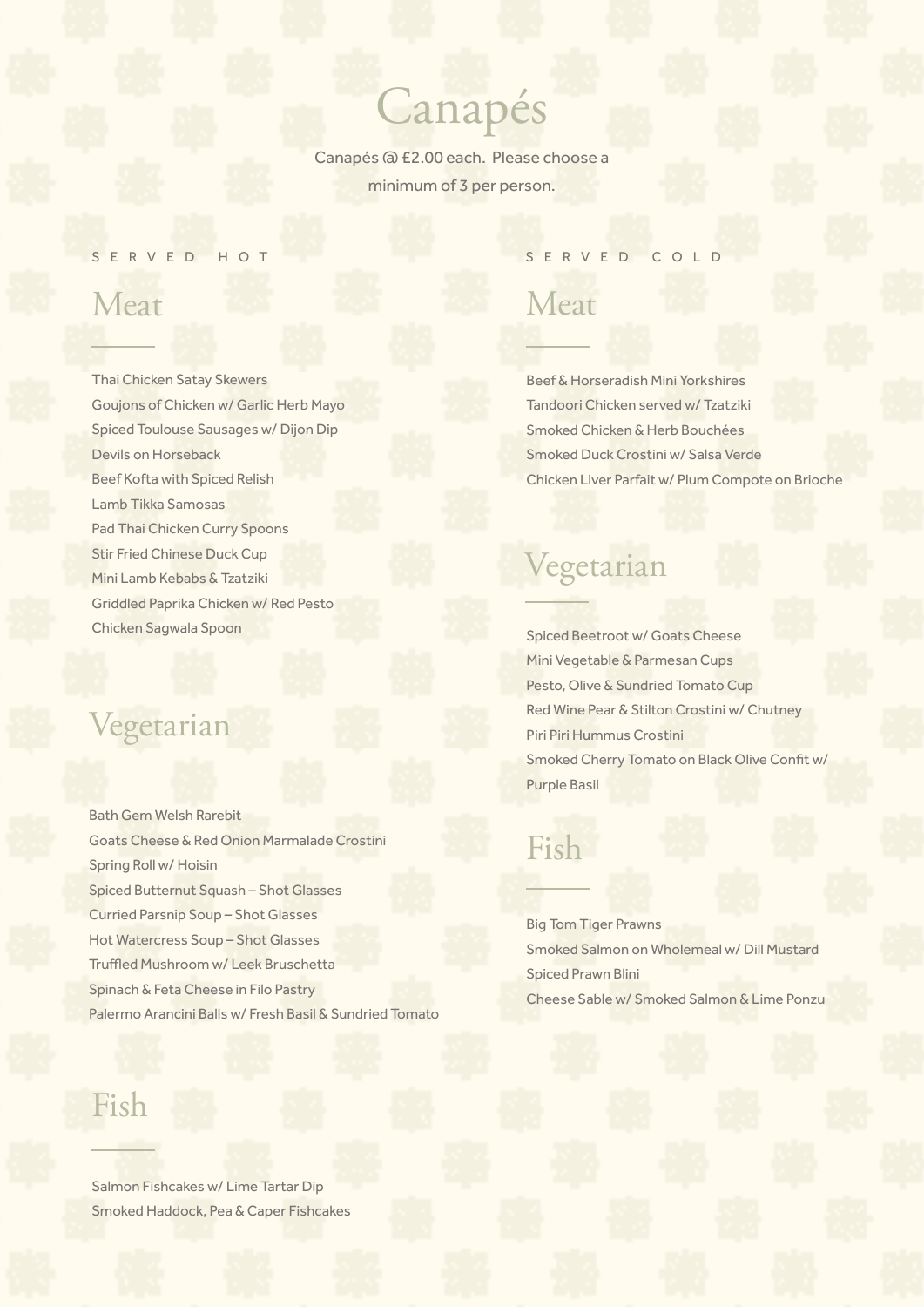# Canapés

Canapés @ £2.00 each. Please choose a minimum of 3 per person.

## SERVED HOT

### Meat

Thai Chicken Satay Skewers
Goujons of Chicken w/ Garlic Herb Mayo
Spiced Toulouse Sausages w/ Dijon Dip
Devils on Horseback
Beef Kofta with Spiced Relish
Lamb Tikka Samosas
Pad Thai Chicken Curry Spoons
Stir Fried Chinese Duck Cup
Mini Lamb Kebabs & Tzatziki
Griddled Paprika Chicken w/ Red Pesto
Chicken Sagwala Spoon

### Vegetarian

Bath Gem Welsh Rarebit
Goats Cheese & Red Onion Marmalade Crostini
Spring Roll w/ Hoisin
Spiced Butternut Squash – Shot Glasses
Curried Parsnip Soup – Shot Glasses
Hot Watercress Soup – Shot Glasses
Truffled Mushroom w/ Leek Bruschetta
Spinach & Feta Cheese in Filo Pastry
Palermo Arancini Balls w/ Fresh Basil & Sundried Tomato

### Fish

Salmon Fishcakes w/ Lime Tartar Dip
Smoked Haddock, Pea & Caper Fishcakes

## SERVED COLD

### Meat

Beef & Horseradish Mini Yorkshires
Tandoori Chicken served w/ Tzatziki
Smoked Chicken & Herb Bouchées
Smoked Duck Crostini w/ Salsa Verde
Chicken Liver Parfait w/ Plum Compote on Brioche

### Vegetarian

Spiced Beetroot w/ Goats Cheese
Mini Vegetable & Parmesan Cups
Pesto, Olive & Sundried Tomato Cup
Red Wine Pear & Stilton Crostini w/ Chutney
Piri Piri Hummus Crostini
Smoked Cherry Tomato on Black Olive Confit w/ Purple Basil

### Fish

Big Tom Tiger Prawns
Smoked Salmon on Wholemeal w/ Dill Mustard
Spiced Prawn Blini
Cheese Sable w/ Smoked Salmon & Lime Ponzu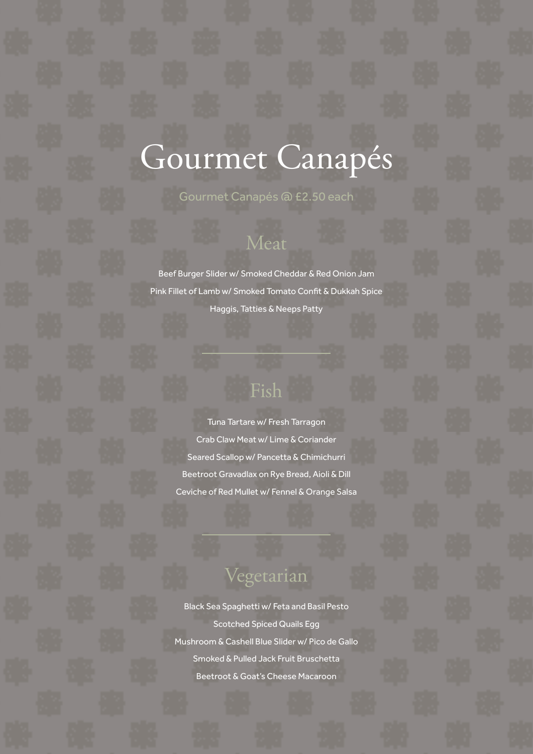# Gourmet Canapés

Gourmet Canapés @ £2.50 each

## Meat

Beef Burger Slider w/ Smoked Cheddar & Red Onion Jam

Pink Fillet of Lamb w/ Smoked Tomato Confit & Dukkah Spice

Haggis, Tatties & Neeps Patty

---

## Fish

Tuna Tartare w/ Fresh Tarragon

Crab Claw Meat w/ Lime & Coriander

Seared Scallop w/ Pancetta & Chimichurri

Beetroot Gravadlax on Rye Bread, Aioli & Dill

Ceviche of Red Mullet w/ Fennel & Orange Salsa

---

## Vegetarian

Black Sea Spaghetti w/ Feta and Basil Pesto

Scotched Spiced Quails Egg

Mushroom & Cashell Blue Slider w/ Pico de Gallo

Smoked & Pulled Jack Fruit Bruschetta

Beetroot & Goat's Cheese Macaroon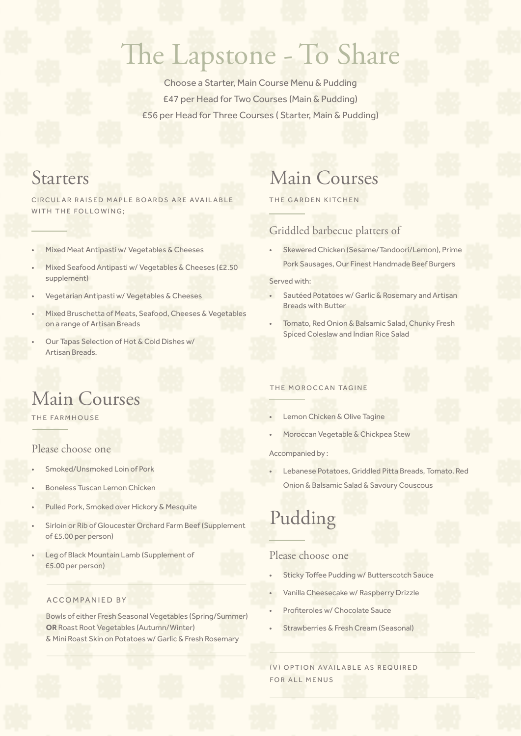# The Lapstone - To Share

Choose a Starter, Main Course Menu & Pudding

£47 per Head for Two Courses (Main & Pudding)

£56 per Head for Three Courses ( Starter, Main & Pudding)

## Starters

CIRCULAR RAISED MAPLE BOARDS ARE AVAILABLE WITH THE FOLLOWING;

- Mixed Meat Antipasti w/ Vegetables & Cheeses
- Mixed Seafood Antipasti w/ Vegetables & Cheeses (£2.50 supplement)
- Vegetarian Antipasti w/ Vegetables & Cheeses
- Mixed Bruschetta of Meats, Seafood, Cheeses & Vegetables on a range of Artisan Breads
- Our Tapas Selection of Hot & Cold Dishes w/ Artisan Breads.

## Main Courses

THE FARMHOUSE

### Please choose one

- Smoked/Unsmoked Loin of Pork
- Boneless Tuscan Lemon Chicken
- Pulled Pork, Smoked over Hickory & Mesquite
- Sirloin or Rib of Gloucester Orchard Farm Beef (Supplement of £5.00 per person)
- Leg of Black Mountain Lamb (Supplement of £5.00 per person)

ACCOMPANIED BY

Bowls of either Fresh Seasonal Vegetables (Spring/Summer) **OR** Roast Root Vegetables (Autumn/Winter)
& Mini Roast Skin on Potatoes w/ Garlic & Fresh Rosemary

## Main Courses

THE GARDEN KITCHEN

### Griddled barbecue platters of

- Skewered Chicken (Sesame/Tandoori/Lemon), Prime Pork Sausages, Our Finest Handmade Beef Burgers

Served with:

- Sautéed Potatoes w/ Garlic & Rosemary and Artisan Breads with Butter
- Tomato, Red Onion & Balsamic Salad, Chunky Fresh Spiced Coleslaw and Indian Rice Salad

THE MOROCCAN TAGINE

- Lemon Chicken & Olive Tagine
- Moroccan Vegetable & Chickpea Stew

Accompanied by :

- Lebanese Potatoes, Griddled Pitta Breads, Tomato, Red Onion & Balsamic Salad & Savoury Couscous

## Pudding

### Please choose one

- Sticky Toffee Pudding w/ Butterscotch Sauce
- Vanilla Cheesecake w/ Raspberry Drizzle
- Profiteroles w/ Chocolate Sauce
- Strawberries & Fresh Cream (Seasonal)

(V) OPTION AVAILABLE AS REQUIRED FOR ALL MENUS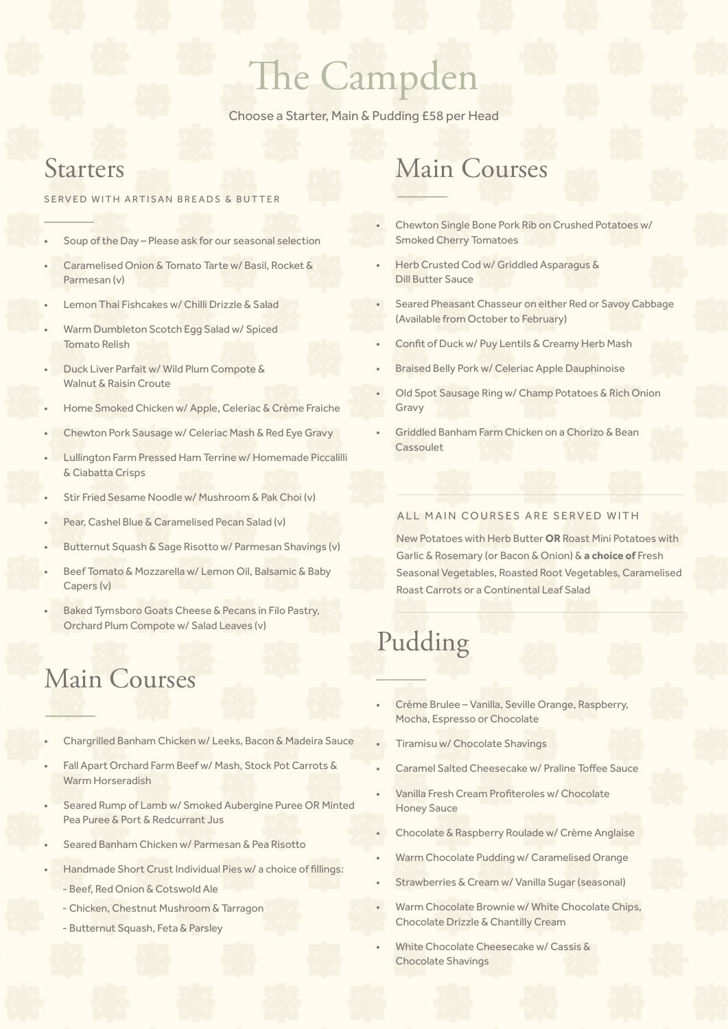# The Campden

Choose a Starter, Main & Pudding £58 per Head

## Starters

SERVED WITH ARTISAN BREADS & BUTTER

- Soup of the Day – Please ask for our seasonal selection
- Caramelised Onion & Tomato Tarte w/ Basil, Rocket & Parmesan (v)
- Lemon Thai Fishcakes w/ Chilli Drizzle & Salad
- Warm Dumbleton Scotch Egg Salad w/ Spiced Tomato Relish
- Duck Liver Parfait w/ Wild Plum Compote & Walnut & Raisin Croute
- Home Smoked Chicken w/ Apple, Celeriac & Crème Fraiche
- Chewton Pork Sausage w/ Celeriac Mash & Red Eye Gravy
- Lullington Farm Pressed Ham Terrine w/ Homemade Piccalilli & Ciabatta Crisps
- Stir Fried Sesame Noodle w/ Mushroom & Pak Choi (v)
- Pear, Cashel Blue & Caramelised Pecan Salad (v)
- Butternut Squash & Sage Risotto w/ Parmesan Shavings (v)
- Beef Tomato & Mozzarella w/ Lemon Oil, Balsamic & Baby Capers (v)
- Baked Tymsboro Goats Cheese & Pecans in Filo Pastry, Orchard Plum Compote w/ Salad Leaves (v)

## Main Courses

- Chargrilled Banham Chicken w/ Leeks, Bacon & Madeira Sauce
- Fall Apart Orchard Farm Beef w/ Mash, Stock Pot Carrots & Warm Horseradish
- Seared Rump of Lamb w/ Smoked Aubergine Puree OR Minted Pea Puree & Port & Redcurrant Jus
- Seared Banham Chicken w/ Parmesan & Pea Risotto
- Handmade Short Crust Individual Pies w/ a choice of fillings:
  - Beef, Red Onion & Cotswold Ale
  - Chicken, Chestnut Mushroom & Tarragon
  - Butternut Squash, Feta & Parsley
- Chewton Single Bone Pork Rib on Crushed Potatoes w/ Smoked Cherry Tomatoes
- Herb Crusted Cod w/ Griddled Asparagus & Dill Butter Sauce
- Seared Pheasant Chasseur on either Red or Savoy Cabbage (Available from October to February)
- Confit of Duck w/ Puy Lentils & Creamy Herb Mash
- Braised Belly Pork w/ Celeriac Apple Dauphinoise
- Old Spot Sausage Ring w/ Champ Potatoes & Rich Onion Gravy
- Griddled Banham Farm Chicken on a Chorizo & Bean Cassoulet

ALL MAIN COURSES ARE SERVED WITH

New Potatoes with Herb Butter **OR** Roast Mini Potatoes with Garlic & Rosemary (or Bacon & Onion) & **a choice of** Fresh Seasonal Vegetables, Roasted Root Vegetables, Caramelised Roast Carrots or a Continental Leaf Salad

## Pudding

- Crème Brulee – Vanilla, Seville Orange, Raspberry, Mocha, Espresso or Chocolate
- Tiramisu w/ Chocolate Shavings
- Caramel Salted Cheesecake w/ Praline Toffee Sauce
- Vanilla Fresh Cream Profiteroles w/ Chocolate Honey Sauce
- Chocolate & Raspberry Roulade w/ Crème Anglaise
- Warm Chocolate Pudding w/ Caramelised Orange
- Strawberries & Cream w/ Vanilla Sugar (seasonal)
- Warm Chocolate Brownie w/ White Chocolate Chips, Chocolate Drizzle & Chantilly Cream
- White Chocolate Cheesecake w/ Cassis & Chocolate Shavings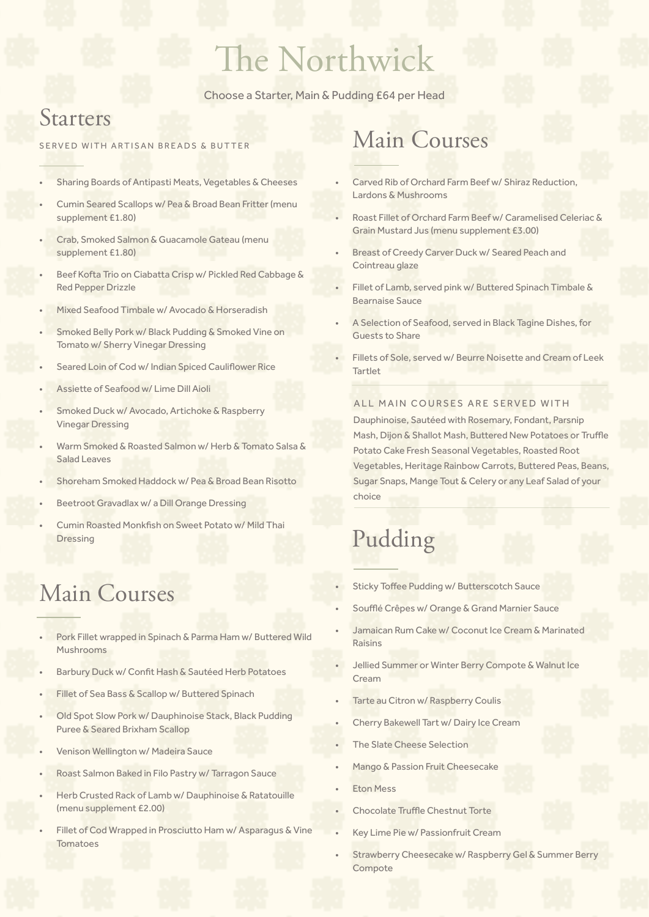# The Northwick

Choose a Starter, Main & Pudding £64 per Head

## Starters

SERVED WITH ARTISAN BREADS & BUTTER

- Sharing Boards of Antipasti Meats, Vegetables & Cheeses
- Cumin Seared Scallops w/ Pea & Broad Bean Fritter (menu supplement £1.80)
- Crab, Smoked Salmon & Guacamole Gateau (menu supplement £1.80)
- Beef Kofta Trio on Ciabatta Crisp w/ Pickled Red Cabbage & Red Pepper Drizzle
- Mixed Seafood Timbale w/ Avocado & Horseradish
- Smoked Belly Pork w/ Black Pudding & Smoked Vine on Tomato w/ Sherry Vinegar Dressing
- Seared Loin of Cod w/ Indian Spiced Cauliflower Rice
- Assiette of Seafood w/ Lime Dill Aioli
- Smoked Duck w/ Avocado, Artichoke & Raspberry Vinegar Dressing
- Warm Smoked & Roasted Salmon w/ Herb & Tomato Salsa & Salad Leaves
- Shoreham Smoked Haddock w/ Pea & Broad Bean Risotto
- Beetroot Gravadlax w/ a Dill Orange Dressing
- Cumin Roasted Monkfish on Sweet Potato w/ Mild Thai Dressing

## Main Courses

- Pork Fillet wrapped in Spinach & Parma Ham w/ Buttered Wild Mushrooms
- Barbury Duck w/ Confit Hash & Sautéed Herb Potatoes
- Fillet of Sea Bass & Scallop w/ Buttered Spinach
- Old Spot Slow Pork w/ Dauphinoise Stack, Black Pudding Puree & Seared Brixham Scallop
- Venison Wellington w/ Madeira Sauce
- Roast Salmon Baked in Filo Pastry w/ Tarragon Sauce
- Herb Crusted Rack of Lamb w/ Dauphinoise & Ratatouille (menu supplement £2.00)
- Fillet of Cod Wrapped in Prosciutto Ham w/ Asparagus & Vine Tomatoes

## Main Courses

- Carved Rib of Orchard Farm Beef w/ Shiraz Reduction, Lardons & Mushrooms
- Roast Fillet of Orchard Farm Beef w/ Caramelised Celeriac & Grain Mustard Jus (menu supplement £3.00)
- Breast of Creedy Carver Duck w/ Seared Peach and Cointreau glaze
- Fillet of Lamb, served pink w/ Buttered Spinach Timbale & Bearnaise Sauce
- A Selection of Seafood, served in Black Tagine Dishes, for Guests to Share
- Fillets of Sole, served w/ Beurre Noisette and Cream of Leek Tartlet

ALL MAIN COURSES ARE SERVED WITH

Dauphinoise, Sautéed with Rosemary, Fondant, Parsnip Mash, Dijon & Shallot Mash, Buttered New Potatoes or Truffle Potato Cake Fresh Seasonal Vegetables, Roasted Root Vegetables, Heritage Rainbow Carrots, Buttered Peas, Beans, Sugar Snaps, Mange Tout & Celery or any Leaf Salad of your choice

## Pudding

- Sticky Toffee Pudding w/ Butterscotch Sauce
- Soufflé Crêpes w/ Orange & Grand Marnier Sauce
- Jamaican Rum Cake w/ Coconut Ice Cream & Marinated Raisins
- Jellied Summer or Winter Berry Compote & Walnut Ice Cream
- Tarte au Citron w/ Raspberry Coulis
- Cherry Bakewell Tart w/ Dairy Ice Cream
- The Slate Cheese Selection
- Mango & Passion Fruit Cheesecake
- Eton Mess
- Chocolate Truffle Chestnut Torte
- Key Lime Pie w/ Passionfruit Cream
- Strawberry Cheesecake w/ Raspberry Gel & Summer Berry Compote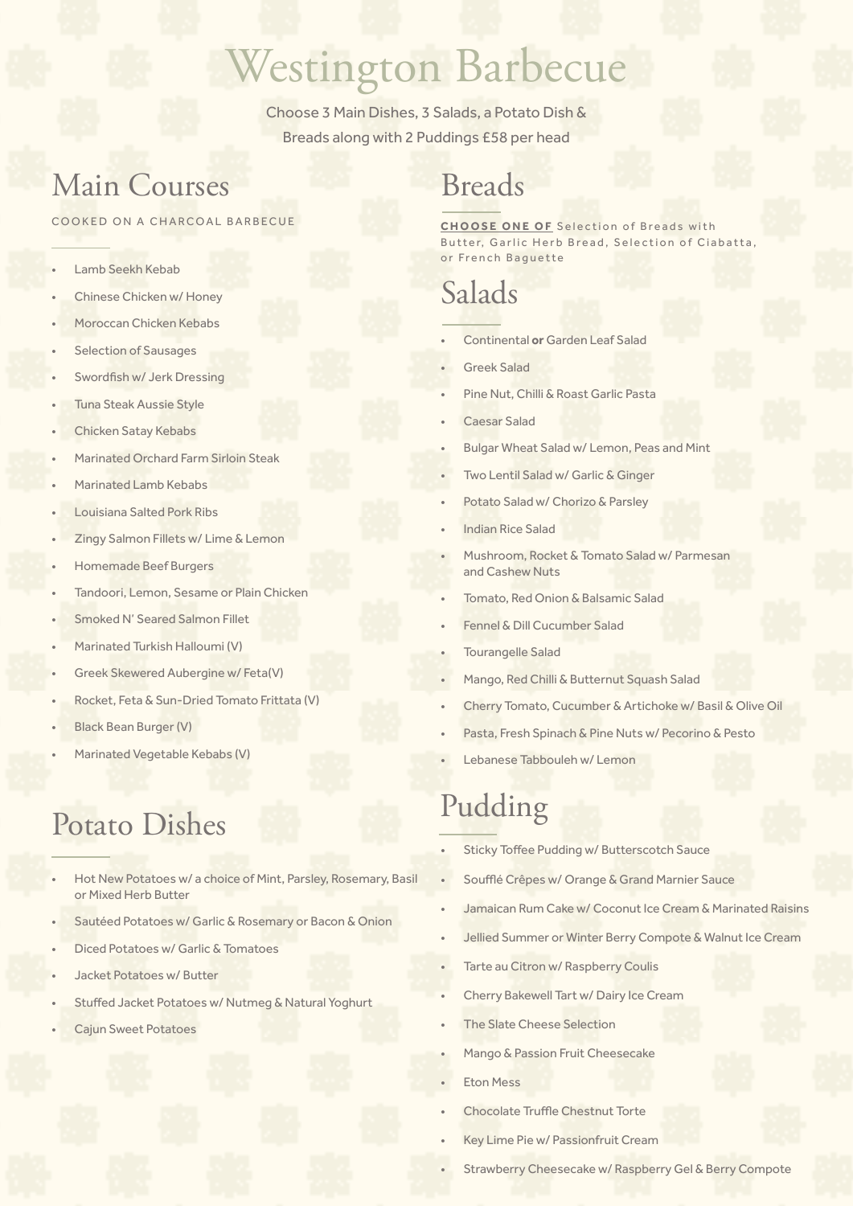# Westington Barbecue

Choose 3 Main Dishes, 3 Salads, a Potato Dish & Breads along with 2 Puddings £58 per head

## Main Courses

COOKED ON A CHARCOAL BARBECUE

- Lamb Seekh Kebab
- Chinese Chicken w/ Honey
- Moroccan Chicken Kebabs
- Selection of Sausages
- Swordfish w/ Jerk Dressing
- Tuna Steak Aussie Style
- Chicken Satay Kebabs
- Marinated Orchard Farm Sirloin Steak
- Marinated Lamb Kebabs
- Louisiana Salted Pork Ribs
- Zingy Salmon Fillets w/ Lime & Lemon
- Homemade Beef Burgers
- Tandoori, Lemon, Sesame or Plain Chicken
- Smoked N' Seared Salmon Fillet
- Marinated Turkish Halloumi (V)
- Greek Skewered Aubergine w/ Feta(V)
- Rocket, Feta & Sun-Dried Tomato Frittata (V)
- Black Bean Burger (V)
- Marinated Vegetable Kebabs (V)

## Potato Dishes

- Hot New Potatoes w/ a choice of Mint, Parsley, Rosemary, Basil or Mixed Herb Butter
- Sautéed Potatoes w/ Garlic & Rosemary or Bacon & Onion
- Diced Potatoes w/ Garlic & Tomatoes
- Jacket Potatoes w/ Butter
- Stuffed Jacket Potatoes w/ Nutmeg & Natural Yoghurt
- Cajun Sweet Potatoes

## Breads

**CHOOSE ONE OF** Selection of Breads with Butter, Garlic Herb Bread, Selection of Ciabatta, or French Baguette

## Salads

- Continental **or** Garden Leaf Salad
- Greek Salad
- Pine Nut, Chilli & Roast Garlic Pasta
- Caesar Salad
- Bulgar Wheat Salad w/ Lemon, Peas and Mint
- Two Lentil Salad w/ Garlic & Ginger
- Potato Salad w/ Chorizo & Parsley
- Indian Rice Salad
- Mushroom, Rocket & Tomato Salad w/ Parmesan and Cashew Nuts
- Tomato, Red Onion & Balsamic Salad
- Fennel & Dill Cucumber Salad
- Tourangelle Salad
- Mango, Red Chilli & Butternut Squash Salad
- Cherry Tomato, Cucumber & Artichoke w/ Basil & Olive Oil
- Pasta, Fresh Spinach & Pine Nuts w/ Pecorino & Pesto
- Lebanese Tabbouleh w/ Lemon

## Pudding

- Sticky Toffee Pudding w/ Butterscotch Sauce
- Soufflé Crêpes w/ Orange & Grand Marnier Sauce
- Jamaican Rum Cake w/ Coconut Ice Cream & Marinated Raisins
- Jellied Summer or Winter Berry Compote & Walnut Ice Cream
- Tarte au Citron w/ Raspberry Coulis
- Cherry Bakewell Tart w/ Dairy Ice Cream
- The Slate Cheese Selection
- Mango & Passion Fruit Cheesecake
- Eton Mess
- Chocolate Truffle Chestnut Torte
- Key Lime Pie w/ Passionfruit Cream
- Strawberry Cheesecake w/ Raspberry Gel & Berry Compote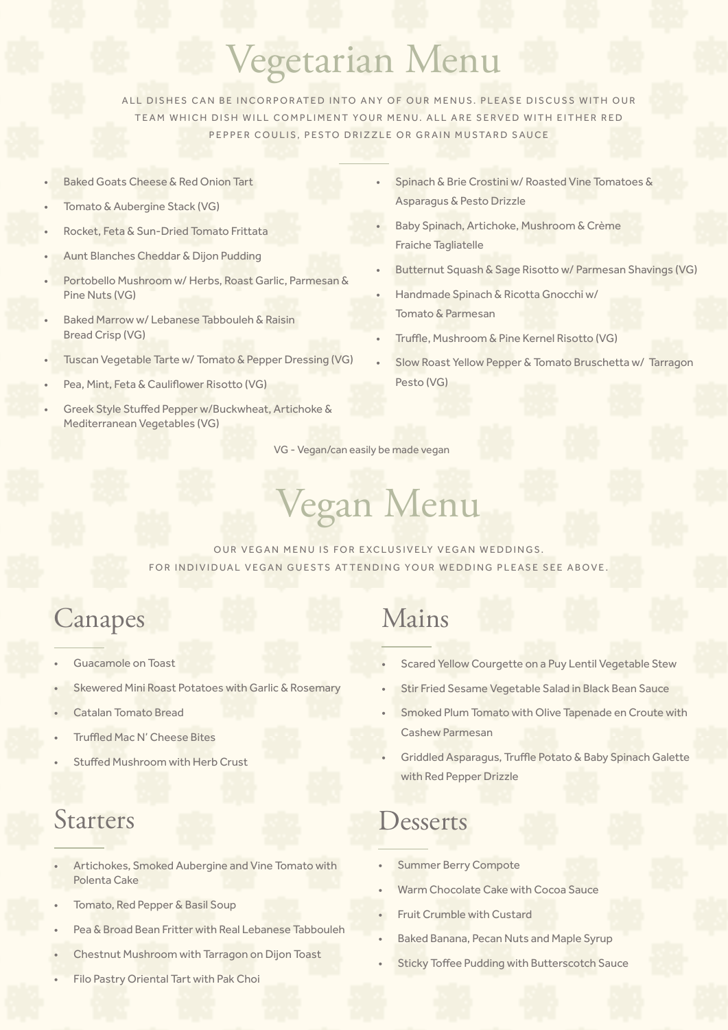# Vegetarian Menu

ALL DISHES CAN BE INCORPORATED INTO ANY OF OUR MENUS. PLEASE DISCUSS WITH OUR TEAM WHICH DISH WILL COMPLIMENT YOUR MENU. ALL ARE SERVED WITH EITHER RED PEPPER COULIS, PESTO DRIZZLE OR GRAIN MUSTARD SAUCE

- Baked Goats Cheese & Red Onion Tart
- Tomato & Aubergine Stack (VG)
- Rocket, Feta & Sun-Dried Tomato Frittata
- Aunt Blanches Cheddar & Dijon Pudding
- Portobello Mushroom w/ Herbs, Roast Garlic, Parmesan & Pine Nuts (VG)
- Baked Marrow w/ Lebanese Tabbouleh & Raisin Bread Crisp (VG)
- Tuscan Vegetable Tarte w/ Tomato & Pepper Dressing (VG)
- Pea, Mint, Feta & Cauliflower Risotto (VG)
- Greek Style Stuffed Pepper w/Buckwheat, Artichoke & Mediterranean Vegetables (VG)
- Spinach & Brie Crostini w/ Roasted Vine Tomatoes & Asparagus & Pesto Drizzle
- Baby Spinach, Artichoke, Mushroom & Crème Fraiche Tagliatelle
- Butternut Squash & Sage Risotto w/ Parmesan Shavings (VG)
- Handmade Spinach & Ricotta Gnocchi w/ Tomato & Parmesan
- Truffle, Mushroom & Pine Kernel Risotto (VG)
- Slow Roast Yellow Pepper & Tomato Bruschetta w/ Tarragon Pesto (VG)

VG - Vegan/can easily be made vegan

# Vegan Menu

OUR VEGAN MENU IS FOR EXCLUSIVELY VEGAN WEDDINGS.
FOR INDIVIDUAL VEGAN GUESTS ATTENDING YOUR WEDDING PLEASE SEE ABOVE.

## Canapes

- Guacamole on Toast
- Skewered Mini Roast Potatoes with Garlic & Rosemary
- Catalan Tomato Bread
- Truffled Mac N' Cheese Bites
- Stuffed Mushroom with Herb Crust

## Starters

- Artichokes, Smoked Aubergine and Vine Tomato with Polenta Cake
- Tomato, Red Pepper & Basil Soup
- Pea & Broad Bean Fritter with Real Lebanese Tabbouleh
- Chestnut Mushroom with Tarragon on Dijon Toast
- Filo Pastry Oriental Tart with Pak Choi

## Mains

- Scared Yellow Courgette on a Puy Lentil Vegetable Stew
- Stir Fried Sesame Vegetable Salad in Black Bean Sauce
- Smoked Plum Tomato with Olive Tapenade en Croute with Cashew Parmesan
- Griddled Asparagus, Truffle Potato & Baby Spinach Galette with Red Pepper Drizzle

## Desserts

- Summer Berry Compote
- Warm Chocolate Cake with Cocoa Sauce
- Fruit Crumble with Custard
- Baked Banana, Pecan Nuts and Maple Syrup
- Sticky Toffee Pudding with Butterscotch Sauce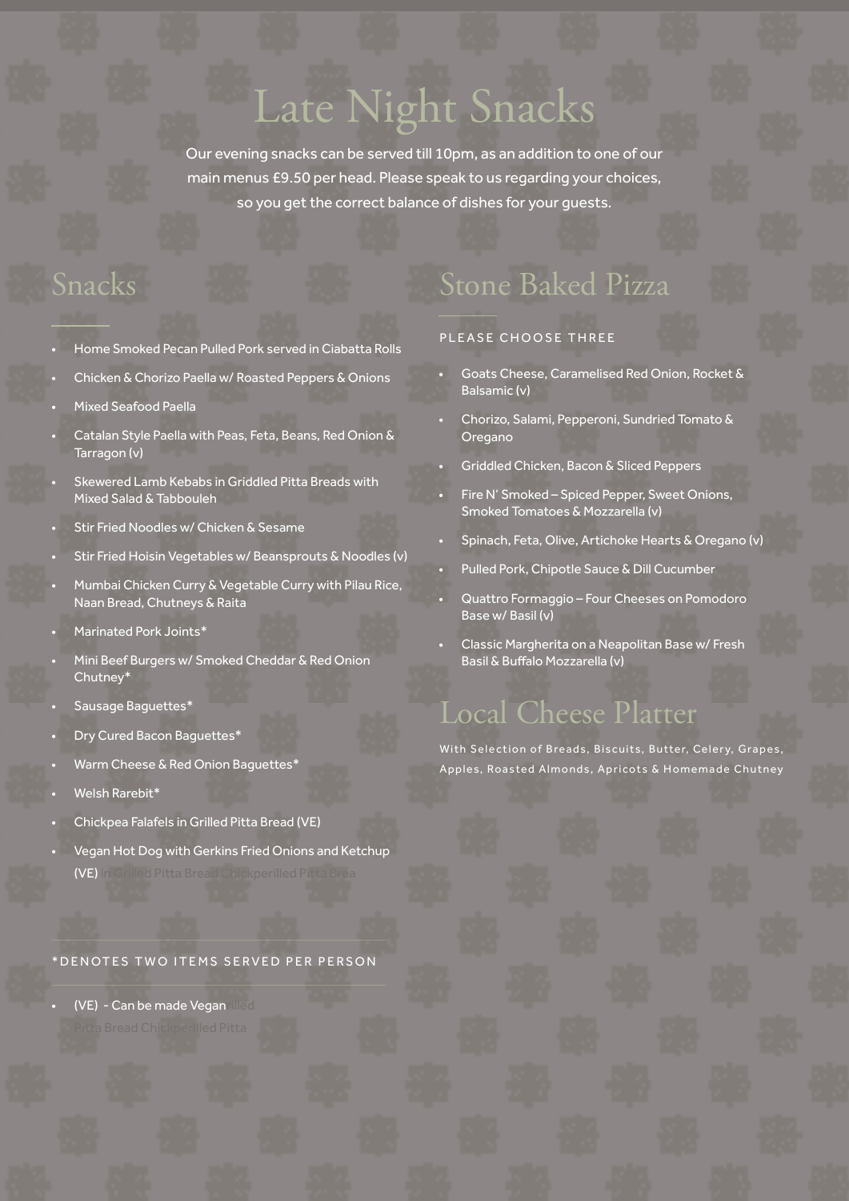# Late Night Snacks

Our evening snacks can be served till 10pm, as an addition to one of our main menus £9.50 per head. Please speak to us regarding your choices, so you get the correct balance of dishes for your guests.

## Snacks

- Home Smoked Pecan Pulled Pork served in Ciabatta Rolls
- Chicken & Chorizo Paella w/ Roasted Peppers & Onions
- Mixed Seafood Paella
- Catalan Style Paella with Peas, Feta, Beans, Red Onion & Tarragon (v)
- Skewered Lamb Kebabs in Griddled Pitta Breads with Mixed Salad & Tabbouleh
- Stir Fried Noodles w/ Chicken & Sesame
- Stir Fried Hoisin Vegetables w/ Beansprouts & Noodles (v)
- Mumbai Chicken Curry & Vegetable Curry with Pilau Rice, Naan Bread, Chutneys & Raita
- Marinated Pork Joints*
- Mini Beef Burgers w/ Smoked Cheddar & Red Onion Chutney*
- Sausage Baguettes*
- Dry Cured Bacon Baguettes*
- Warm Cheese & Red Onion Baguettes*
- Welsh Rarebit*
- Chickpea Falafels in Grilled Pitta Bread (VE)
- Vegan Hot Dog with Gerkins Fried Onions and Ketchup (VE) in Grilled Pitta Bread Chickperilled Pitta Brea

*DENOTES TWO ITEMS SERVED PER PERSON

- (VE) - Can be made Vegan illed Pitta Bread Chickperilled Pitta

## Stone Baked Pizza

PLEASE CHOOSE THREE

- Goats Cheese, Caramelised Red Onion, Rocket & Balsamic (v)
- Chorizo, Salami, Pepperoni, Sundried Tomato & Oregano
- Griddled Chicken, Bacon & Sliced Peppers
- Fire N' Smoked – Spiced Pepper, Sweet Onions, Smoked Tomatoes & Mozzarella (v)
- Spinach, Feta, Olive, Artichoke Hearts & Oregano (v)
- Pulled Pork, Chipotle Sauce & Dill Cucumber
- Quattro Formaggio – Four Cheeses on Pomodoro Base w/ Basil (v)
- Classic Margherita on a Neapolitan Base w/ Fresh Basil & Buffalo Mozzarella (v)

## Local Cheese Platter

With Selection of Breads, Biscuits, Butter, Celery, Grapes, Apples, Roasted Almonds, Apricots & Homemade Chutney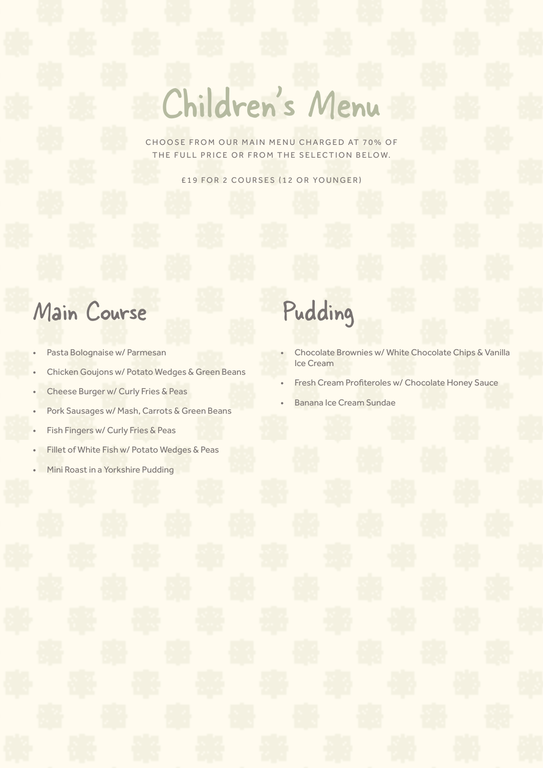# Children's Menu

CHOOSE FROM OUR MAIN MENU CHARGED AT 70% OF THE FULL PRICE OR FROM THE SELECTION BELOW.

£19 FOR 2 COURSES (12 OR YOUNGER)

## Main Course

- Pasta Bolognaise w/ Parmesan
- Chicken Goujons w/ Potato Wedges & Green Beans
- Cheese Burger w/ Curly Fries & Peas
- Pork Sausages w/ Mash, Carrots & Green Beans
- Fish Fingers w/ Curly Fries & Peas
- Fillet of White Fish w/ Potato Wedges & Peas
- Mini Roast in a Yorkshire Pudding

## Pudding

- Chocolate Brownies w/ White Chocolate Chips & Vanilla Ice Cream
- Fresh Cream Profiteroles w/ Chocolate Honey Sauce
- Banana Ice Cream Sundae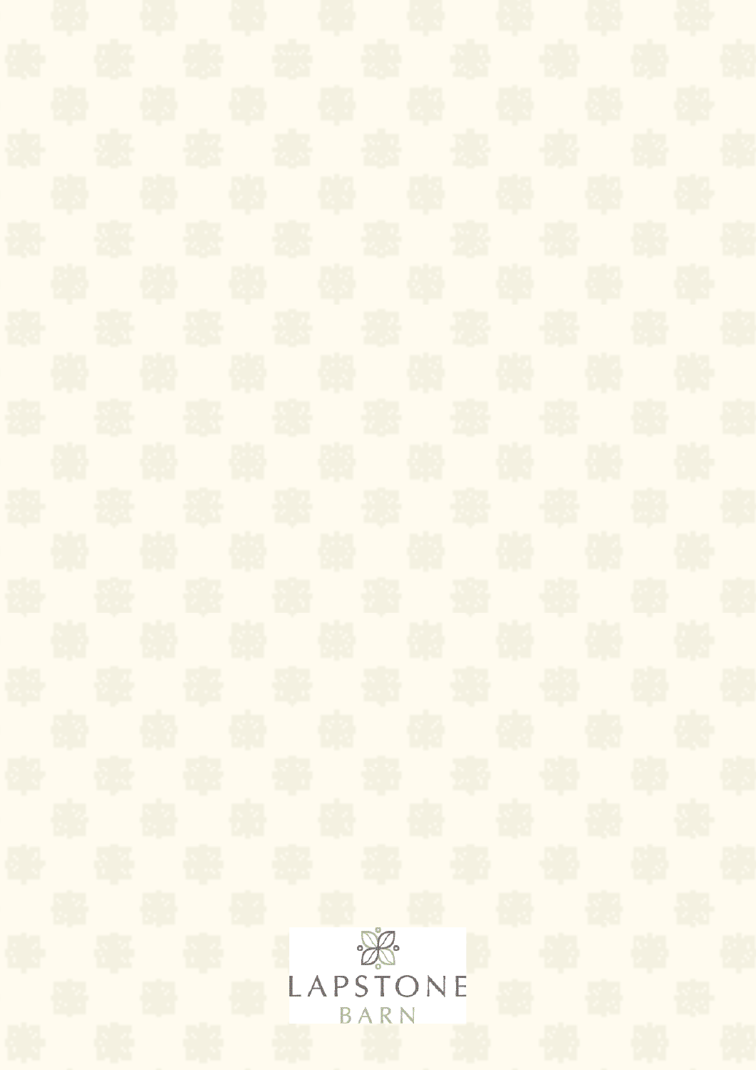LAPSTONE

BARN